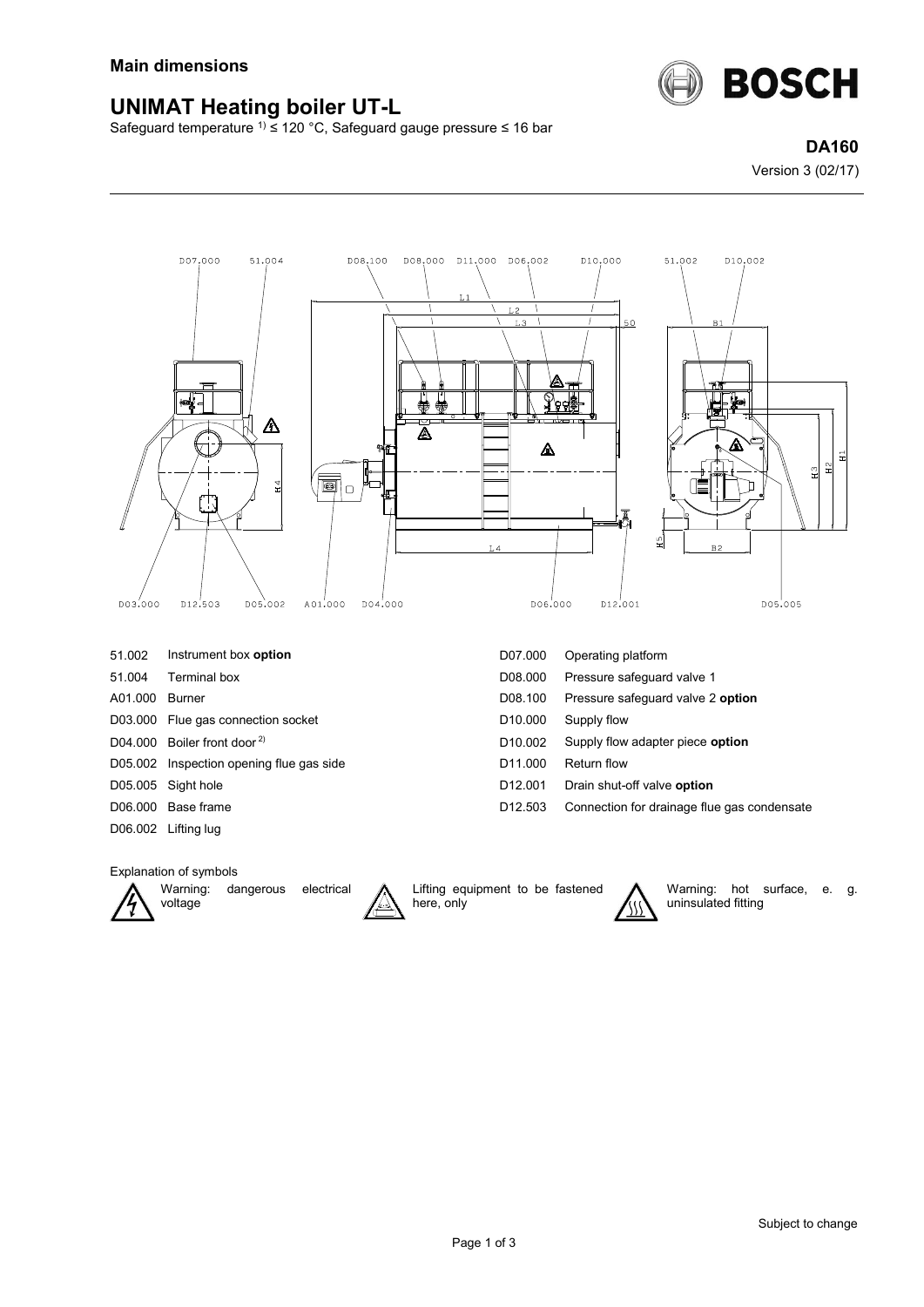**Main dimensions**

# UNIMAT Heating boiler UT-L

Safeguard temperature [1] ≤ 120 °C, Safeguard gauge pressure ≤ 16 bar

**DA160**

Version 3 (02/17)

| | | | |
|---|---|---|---|
| 51.002 | Instrument box **option** | D07.000 | Operating platform |
| 51.004 | Terminal box | D08.000 | Pressure safeguard valve 1 |
| A01.000 | Burner | D08.100 | Pressure safeguard valve 2 **option** |
| D03.000 | Flue gas connection socket | D10.000 | Supply flow |
| D04.000 | Boiler front door [2] | D10.002 | Supply flow adapter piece **option** |
| D05.002 | Inspection opening flue gas side | D11.000 | Return flow |
| D05.005 | Sight hole | D12.001 | Drain shut-off valve **option** |
| D06.000 | Base frame | D12.503 | Connection for drainage flue gas condensate |
| D06.002 | Lifting lug | | |

Explanation of symbols

- Warning: dangerous electrical voltage
- Lifting equipment to be fastened here, only
- Warning: hot surface, e. g. uninsulated fitting

Subject to change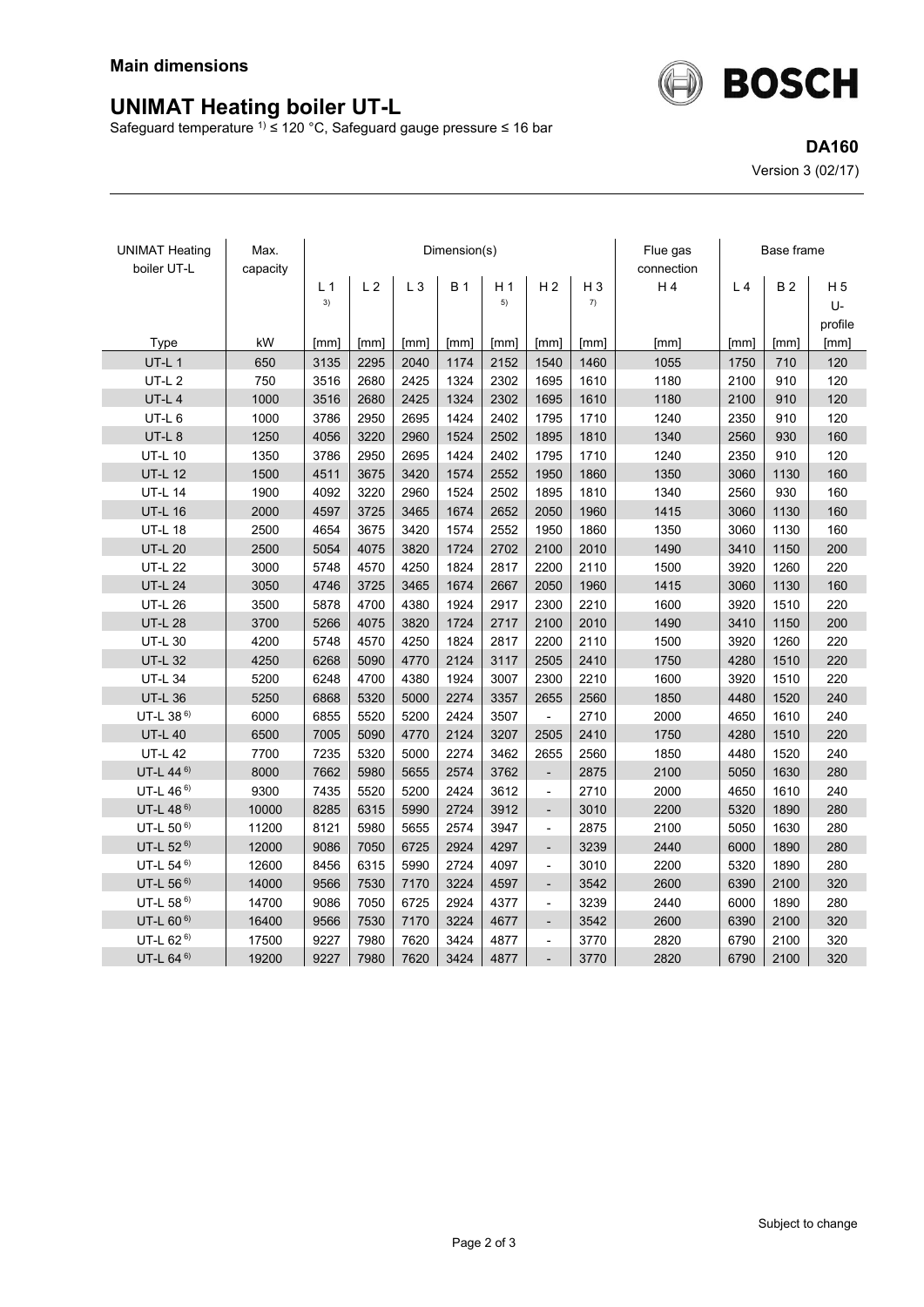**Main dimensions**

# UNIMAT Heating boiler UT-L

Safeguard temperature [1] ≤ 120 °C, Safeguard gauge pressure ≤ 16 bar

**DA160**

Version 3 (02/17)

| UNIMAT Heating boiler UT-L | Max. capacity | Dimension(s) | | | | | | | Flue gas connection | Base frame | | |
|---|---|---|---|---|---|---|---|---|---|---|---|---|
| | | L 1 [3] | L 2 | L 3 | B 1 | H 1 [5] | H 2 | H 3 [7] | H 4 | L 4 | B 2 | H 5 U-profile |
| Type | kW | [mm] | [mm] | [mm] | [mm] | [mm] | [mm] | [mm] | [mm] | [mm] | [mm] | [mm] |
| UT-L 1 | 650 | 3135 | 2295 | 2040 | 1174 | 2152 | 1540 | 1460 | 1055 | 1750 | 710 | 120 |
| UT-L 2 | 750 | 3516 | 2680 | 2425 | 1324 | 2302 | 1695 | 1610 | 1180 | 2100 | 910 | 120 |
| UT-L 4 | 1000 | 3516 | 2680 | 2425 | 1324 | 2302 | 1695 | 1610 | 1180 | 2100 | 910 | 120 |
| UT-L 6 | 1000 | 3786 | 2950 | 2695 | 1424 | 2402 | 1795 | 1710 | 1240 | 2350 | 910 | 120 |
| UT-L 8 | 1250 | 4056 | 3220 | 2960 | 1524 | 2502 | 1895 | 1810 | 1340 | 2560 | 930 | 160 |
| UT-L 10 | 1350 | 3786 | 2950 | 2695 | 1424 | 2402 | 1795 | 1710 | 1240 | 2350 | 910 | 120 |
| UT-L 12 | 1500 | 4511 | 3675 | 3420 | 1574 | 2552 | 1950 | 1860 | 1350 | 3060 | 1130 | 160 |
| UT-L 14 | 1900 | 4092 | 3220 | 2960 | 1524 | 2502 | 1895 | 1810 | 1340 | 2560 | 930 | 160 |
| UT-L 16 | 2000 | 4597 | 3725 | 3465 | 1674 | 2652 | 2050 | 1960 | 1415 | 3060 | 1130 | 160 |
| UT-L 18 | 2500 | 4654 | 3675 | 3420 | 1574 | 2552 | 1950 | 1860 | 1350 | 3060 | 1130 | 160 |
| UT-L 20 | 2500 | 5054 | 4075 | 3820 | 1724 | 2702 | 2100 | 2010 | 1490 | 3410 | 1150 | 200 |
| UT-L 22 | 3000 | 5748 | 4570 | 4250 | 1824 | 2817 | 2200 | 2110 | 1500 | 3920 | 1260 | 220 |
| UT-L 24 | 3050 | 4746 | 3725 | 3465 | 1674 | 2667 | 2050 | 1960 | 1415 | 3060 | 1130 | 160 |
| UT-L 26 | 3500 | 5878 | 4700 | 4380 | 1924 | 2917 | 2300 | 2210 | 1600 | 3920 | 1510 | 220 |
| UT-L 28 | 3700 | 5266 | 4075 | 3820 | 1724 | 2717 | 2100 | 2010 | 1490 | 3410 | 1150 | 200 |
| UT-L 30 | 4200 | 5748 | 4570 | 4250 | 1824 | 2817 | 2200 | 2110 | 1500 | 3920 | 1260 | 220 |
| UT-L 32 | 4250 | 6268 | 5090 | 4770 | 2124 | 3117 | 2505 | 2410 | 1750 | 4280 | 1510 | 220 |
| UT-L 34 | 5200 | 6248 | 4700 | 4380 | 1924 | 3007 | 2300 | 2210 | 1600 | 3920 | 1510 | 220 |
| UT-L 36 | 5250 | 6868 | 5320 | 5000 | 2274 | 3357 | 2655 | 2560 | 1850 | 4480 | 1520 | 240 |
| UT-L 38 [6] | 6000 | 6855 | 5520 | 5200 | 2424 | 3507 | - | 2710 | 2000 | 4650 | 1610 | 240 |
| UT-L 40 | 6500 | 7005 | 5090 | 4770 | 2124 | 3207 | 2505 | 2410 | 1750 | 4280 | 1510 | 220 |
| UT-L 42 | 7700 | 7235 | 5320 | 5000 | 2274 | 3462 | 2655 | 2560 | 1850 | 4480 | 1520 | 240 |
| UT-L 44 [6] | 8000 | 7662 | 5980 | 5655 | 2574 | 3762 | - | 2875 | 2100 | 5050 | 1630 | 280 |
| UT-L 46 [6] | 9300 | 7435 | 5520 | 5200 | 2424 | 3612 | - | 2710 | 2000 | 4650 | 1610 | 240 |
| UT-L 48 [6] | 10000 | 8285 | 6315 | 5990 | 2724 | 3912 | - | 3010 | 2200 | 5320 | 1890 | 280 |
| UT-L 50 [6] | 11200 | 8121 | 5980 | 5655 | 2574 | 3947 | - | 2875 | 2100 | 5050 | 1630 | 280 |
| UT-L 52 [6] | 12000 | 9086 | 7050 | 6725 | 2924 | 4297 | - | 3239 | 2440 | 6000 | 1890 | 280 |
| UT-L 54 [6] | 12600 | 8456 | 6315 | 5990 | 2724 | 4097 | - | 3010 | 2200 | 5320 | 1890 | 280 |
| UT-L 56 [6] | 14000 | 9566 | 7530 | 7170 | 3224 | 4597 | - | 3542 | 2600 | 6390 | 2100 | 320 |
| UT-L 58 [6] | 14700 | 9086 | 7050 | 6725 | 2924 | 4377 | - | 3239 | 2440 | 6000 | 1890 | 280 |
| UT-L 60 [6] | 16400 | 9566 | 7530 | 7170 | 3224 | 4677 | - | 3542 | 2600 | 6390 | 2100 | 320 |
| UT-L 62 [6] | 17500 | 9227 | 7980 | 7620 | 3424 | 4877 | - | 3770 | 2820 | 6790 | 2100 | 320 |
| UT-L 64 [6] | 19200 | 9227 | 7980 | 7620 | 3424 | 4877 | - | 3770 | 2820 | 6790 | 2100 | 320 |

Subject to change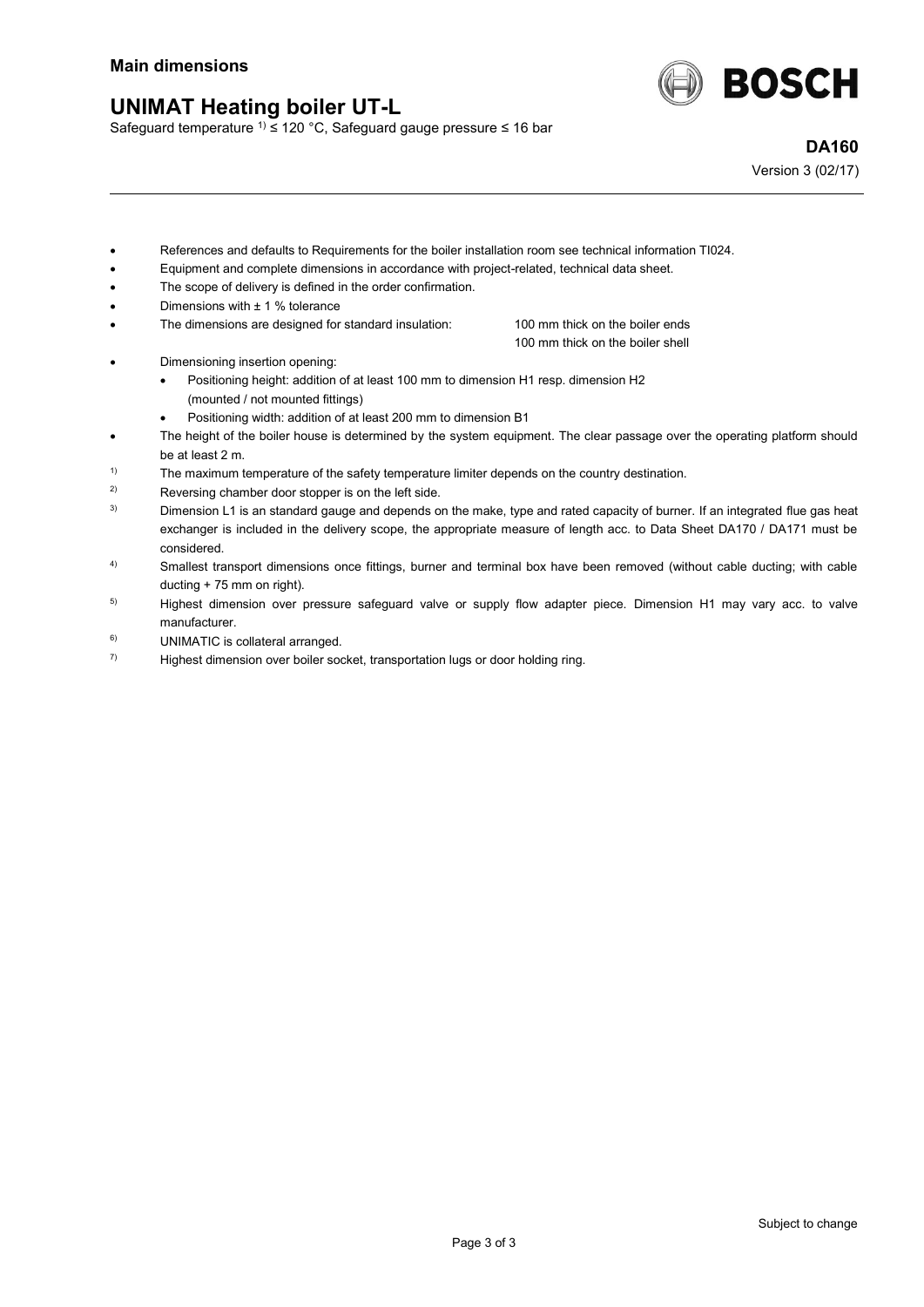**Main dimensions**

# UNIMAT Heating boiler UT-L

Safeguard temperature [1] ≤ 120 °C, Safeguard gauge pressure ≤ 16 bar

**DA160**

Version 3 (02/17)

- References and defaults to Requirements for the boiler installation room see technical information TI024.
- Equipment and complete dimensions in accordance with project-related, technical data sheet.
- The scope of delivery is defined in the order confirmation.
- Dimensions with ± 1 % tolerance
- The dimensions are designed for standard insulation: 100 mm thick on the boiler ends, 100 mm thick on the boiler shell
- Dimensioning insertion opening:
  - Positioning height: addition of at least 100 mm to dimension H1 resp. dimension H2 (mounted / not mounted fittings)
  - Positioning width: addition of at least 200 mm to dimension B1
- The height of the boiler house is determined by the system equipment. The clear passage over the operating platform should be at least 2 m.

[1] The maximum temperature of the safety temperature limiter depends on the country destination.

[2] Reversing chamber door stopper is on the left side.

[3] Dimension L1 is an standard gauge and depends on the make, type and rated capacity of burner. If an integrated flue gas heat exchanger is included in the delivery scope, the appropriate measure of length acc. to Data Sheet DA170 / DA171 must be considered.

[4] Smallest transport dimensions once fittings, burner and terminal box have been removed (without cable ducting; with cable ducting + 75 mm on right).

[5] Highest dimension over pressure safeguard valve or supply flow adapter piece. Dimension H1 may vary acc. to valve manufacturer.

[6] UNIMATIC is collateral arranged.

[7] Highest dimension over boiler socket, transportation lugs or door holding ring.

Subject to change